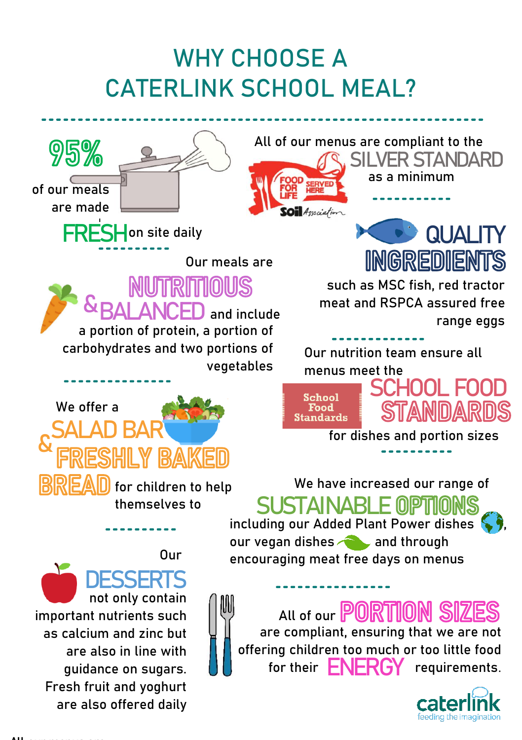# WHY CHOOSE A CATERLINK SCHOOL MEAL?

**95%** of our meals are made **FRESH** on site daily

All of our menus are compliant to the **SILVER STANDARD** as a minimum

FOOD FOR LIFE SERVED HERE Soil Association

**QUALITY INGREDIENTS** such as MSC fish, red tractor meat and RSPCA assured free range eggs

Our meals are **NUTRITIOUS & BALANCED** and include a portion of protein, a portion of carbohydrates and two portions of vegetables

Our nutrition team ensure all menus meet the **SCHOOL FOOD STANDARDS** for dishes and portion sizes

School Food Standards

We offer a **SALAD BAR & FRESHLY BAKED BREAD** for children to help themselves to

We have increased our range of **SUSTAINABLE OPTIONS** including our Added Plant Power dishes, our vegan dishes and through encouraging meat free days on menus

Our **DESSERTS** not only contain important nutrients such as calcium and zinc but are also in line with guidance on sugars. Fresh fruit and yoghurt are also offered daily

All of our **PORTION SIZES** are compliant, ensuring that we are not offering children too much or too little food for their **ENERGY** requirements.

caterlink feeding the imagination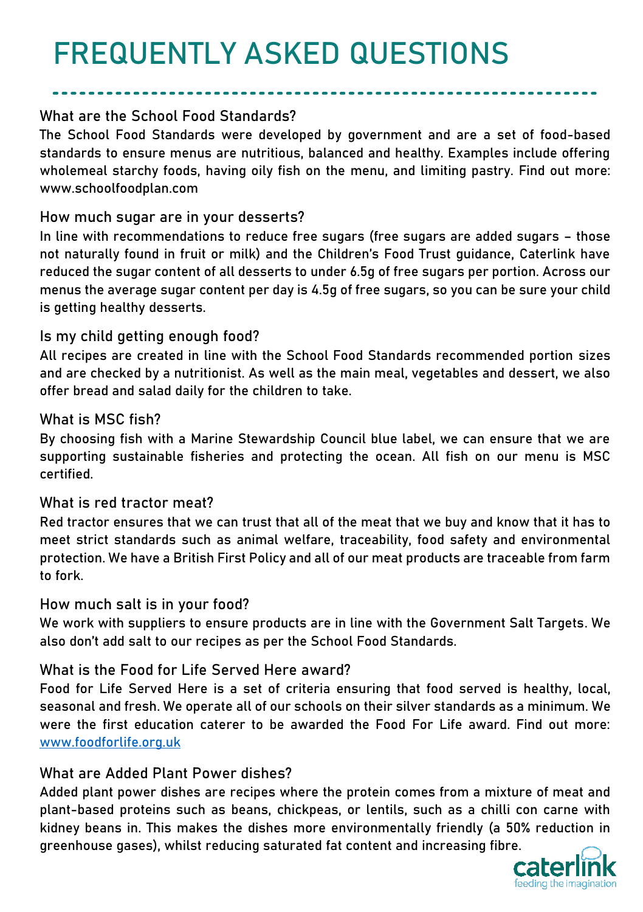# FREQUENTLY ASKED QUESTIONS

### What are the School Food Standards?

The School Food Standards were developed by government and are a set of food-based standards to ensure menus are nutritious, balanced and healthy. Examples include offering wholemeal starchy foods, having oily fish on the menu, and limiting pastry. Find out more: www.schoolfoodplan.com

### How much sugar are in your desserts?

In line with recommendations to reduce free sugars (free sugars are added sugars – those not naturally found in fruit or milk) and the Children's Food Trust guidance, Caterlink have reduced the sugar content of all desserts to under 6.5g of free sugars per portion. Across our menus the average sugar content per day is 4.5g of free sugars, so you can be sure your child is getting healthy desserts.

### Is my child getting enough food?

All recipes are created in line with the School Food Standards recommended portion sizes and are checked by a nutritionist. As well as the main meal, vegetables and dessert, we also offer bread and salad daily for the children to take.

### What is MSC fish?

By choosing fish with a Marine Stewardship Council blue label, we can ensure that we are supporting sustainable fisheries and protecting the ocean. All fish on our menu is MSC certified.

### What is red tractor meat?

Red tractor ensures that we can trust that all of the meat that we buy and know that it has to meet strict standards such as animal welfare, traceability, food safety and environmental protection. We have a British First Policy and all of our meat products are traceable from farm to fork.

### How much salt is in your food?

We work with suppliers to ensure products are in line with the Government Salt Targets. We also don't add salt to our recipes as per the School Food Standards.

### What is the Food for Life Served Here award?

Food for Life Served Here is a set of criteria ensuring that food served is healthy, local, seasonal and fresh. We operate all of our schools on their silver standards as a minimum. We were the first education caterer to be awarded the Food For Life award. Find out more: www.foodforlife.org.uk

### What are Added Plant Power dishes?

Added plant power dishes are recipes where the protein comes from a mixture of meat and plant-based proteins such as beans, chickpeas, or lentils, such as a chilli con carne with kidney beans in. This makes the dishes more environmentally friendly (a 50% reduction in greenhouse gases), whilst reducing saturated fat content and increasing fibre.

caterlink
feeding the imagination